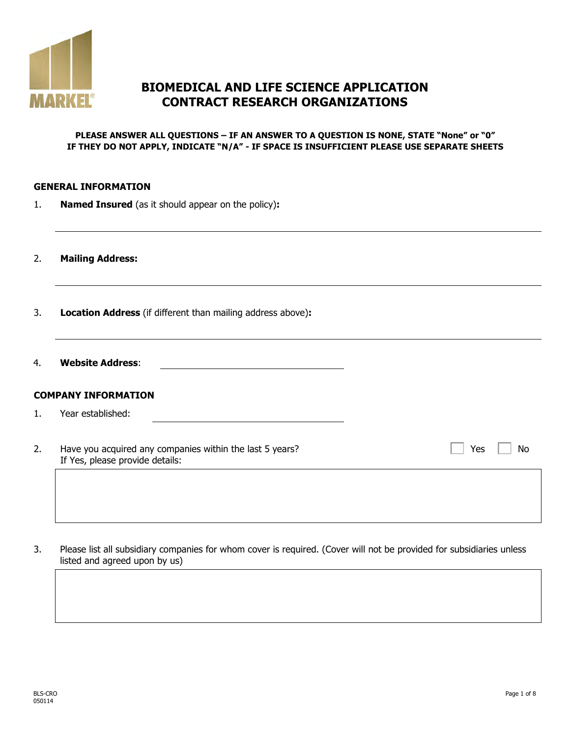# BIOMEDICAL AND LIFE SCIENCE APPLICATION
# CONTRACT RESEARCH ORGANIZATIONS

**PLEASE ANSWER ALL QUESTIONS – IF AN ANSWER TO A QUESTION IS NONE, STATE "None" or "0"**
**IF THEY DO NOT APPLY, INDICATE "N/A" - IF SPACE IS INSUFFICIENT PLEASE USE SEPARATE SHEETS**

## GENERAL INFORMATION

1. **Named Insured** (as it should appear on the policy)**:**

_______________________________________________

2. **Mailing Address:**

_______________________________________________

3. **Location Address** (if different than mailing address above)**:**

_______________________________________________

4. **Website Address**: _______________________

## COMPANY INFORMATION

1. Year established: _______________________

2. Have you acquired any companies within the last 5 years? ☐ Yes ☐ No
   If Yes, please provide details:

_______________________________________________

3. Please list all subsidiary companies for whom cover is required. (Cover will not be provided for subsidiaries unless listed and agreed upon by us)

_______________________________________________

BLS-CRO
050114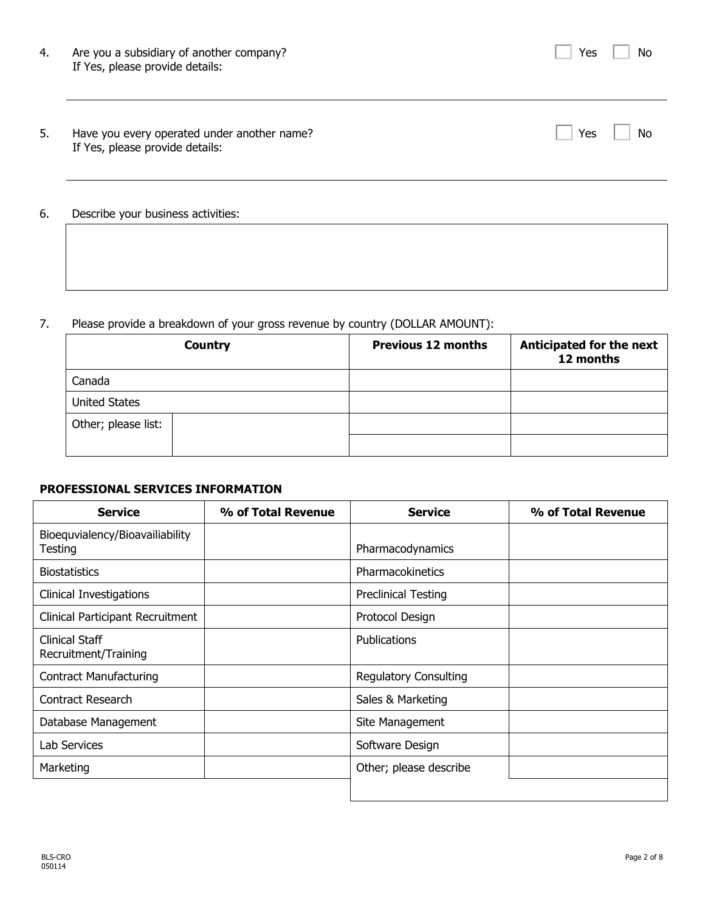4. Are you a subsidiary of another company? ☐ Yes ☐ No
   If Yes, please provide details:

5. Have you every operated under another name? ☐ Yes ☐ No
   If Yes, please provide details:

6. Describe your business activities:

7. Please provide a breakdown of your gross revenue by country (DOLLAR AMOUNT):

| Country | | Previous 12 months | Anticipated for the next 12 months |
|---|---|---|---|
| Canada | | | |
| United States | | | |
| Other; please list: | | | |
| | | | |

**PROFESSIONAL SERVICES INFORMATION**

| Service | % of Total Revenue | Service | % of Total Revenue |
|---|---|---|---|
| Bioequvialency/Bioavailiability Testing | | Pharmacodynamics | |
| Biostatistics | | Pharmacokinetics | |
| Clinical Investigations | | Preclinical Testing | |
| Clinical Participant Recruitment | | Protocol Design | |
| Clinical Staff Recruitment/Training | | Publications | |
| Contract Manufacturing | | Regulatory Consulting | |
| Contract Research | | Sales & Marketing | |
| Database Management | | Site Management | |
| Lab Services | | Software Design | |
| Marketing | | Other; please describe | |
| | | | |

BLS-CRO
050114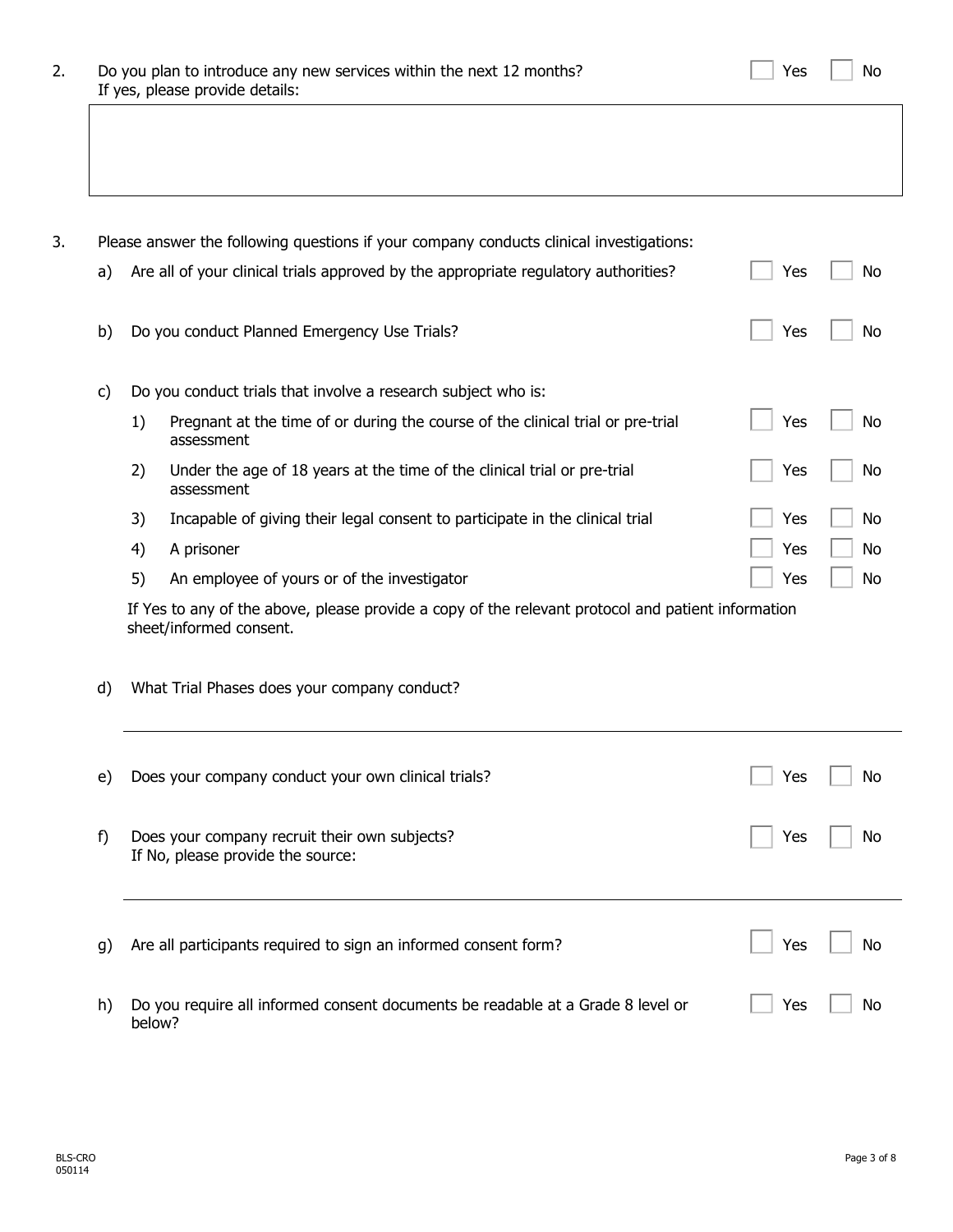2. Do you plan to introduce any new services within the next 12 months? ☐ Yes ☐ No
   If yes, please provide details:

3. Please answer the following questions if your company conducts clinical investigations:

   a) Are all of your clinical trials approved by the appropriate regulatory authorities? ☐ Yes ☐ No

   b) Do you conduct Planned Emergency Use Trials? ☐ Yes ☐ No

   c) Do you conduct trials that involve a research subject who is:

      1) Pregnant at the time of or during the course of the clinical trial or pre-trial assessment ☐ Yes ☐ No

      2) Under the age of 18 years at the time of the clinical trial or pre-trial assessment ☐ Yes ☐ No

      3) Incapable of giving their legal consent to participate in the clinical trial ☐ Yes ☐ No

      4) A prisoner ☐ Yes ☐ No

      5) An employee of yours or of the investigator ☐ Yes ☐ No

      If Yes to any of the above, please provide a copy of the relevant protocol and patient information sheet/informed consent.

   d) What Trial Phases does your company conduct?

   e) Does your company conduct your own clinical trials? ☐ Yes ☐ No

   f) Does your company recruit their own subjects? ☐ Yes ☐ No
      If No, please provide the source:

   g) Are all participants required to sign an informed consent form? ☐ Yes ☐ No

   h) Do you require all informed consent documents be readable at a Grade 8 level or below? ☐ Yes ☐ No

BLS-CRO
050114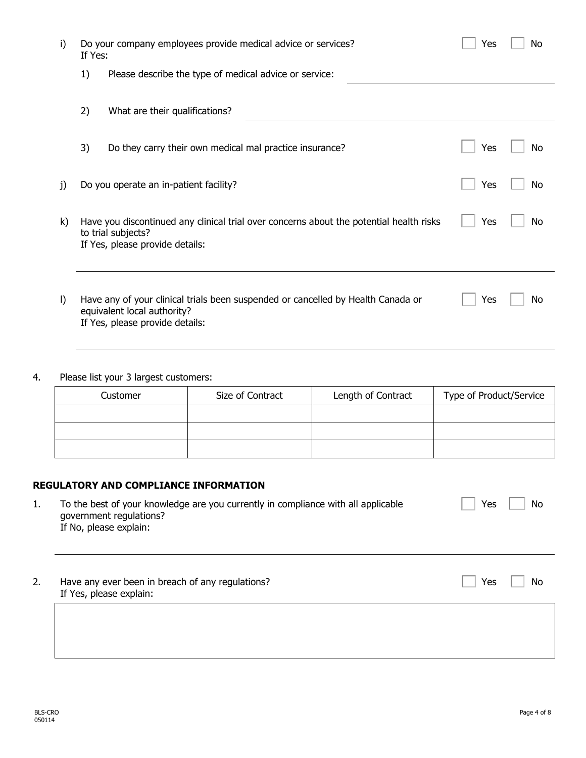i) Do your company employees provide medical advice or services? ☐ Yes ☐ No
If Yes:

1) Please describe the type of medical advice or service: \_\_\_\_\_\_\_\_\_\_\_\_\_\_\_\_\_\_\_\_

2) What are their qualifications? \_\_\_\_\_\_\_\_\_\_\_\_\_\_\_\_\_\_\_\_

3) Do they carry their own medical mal practice insurance? ☐ Yes ☐ No

j) Do you operate an in-patient facility? ☐ Yes ☐ No

k) Have you discontinued any clinical trial over concerns about the potential health risks to trial subjects? ☐ Yes ☐ No
If Yes, please provide details:

\_\_\_\_\_\_\_\_\_\_\_\_\_\_\_\_\_\_\_\_\_\_\_\_\_\_\_\_\_\_\_\_\_\_\_\_\_\_\_\_

l) Have any of your clinical trials been suspended or cancelled by Health Canada or equivalent local authority? ☐ Yes ☐ No
If Yes, please provide details:

\_\_\_\_\_\_\_\_\_\_\_\_\_\_\_\_\_\_\_\_\_\_\_\_\_\_\_\_\_\_\_\_\_\_\_\_\_\_\_\_

4. Please list your 3 largest customers:

| Customer | Size of Contract | Length of Contract | Type of Product/Service |
| --- | --- | --- | --- |
| | | | |
| | | | |
| | | | |

**REGULATORY AND COMPLIANCE INFORMATION**

1. To the best of your knowledge are you currently in compliance with all applicable government regulations? ☐ Yes ☐ No
If No, please explain:

\_\_\_\_\_\_\_\_\_\_\_\_\_\_\_\_\_\_\_\_\_\_\_\_\_\_\_\_\_\_\_\_\_\_\_\_\_\_\_\_

2. Have any ever been in breach of any regulations? ☐ Yes ☐ No
If Yes, please explain: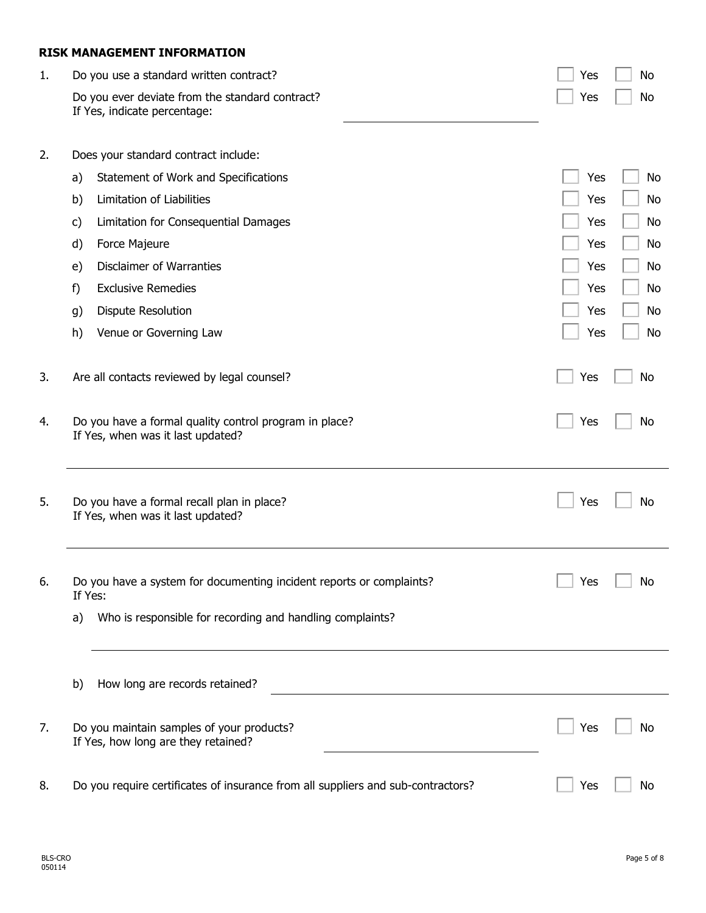**RISK MANAGEMENT INFORMATION**

1. Do you use a standard written contract? ☐ Yes ☐ No

   Do you ever deviate from the standard contract? ☐ Yes ☐ No

   If Yes, indicate percentage: ______________________

2. Does your standard contract include:

   a) Statement of Work and Specifications ☐ Yes ☐ No

   b) Limitation of Liabilities ☐ Yes ☐ No

   c) Limitation for Consequential Damages ☐ Yes ☐ No

   d) Force Majeure ☐ Yes ☐ No

   e) Disclaimer of Warranties ☐ Yes ☐ No

   f) Exclusive Remedies ☐ Yes ☐ No

   g) Dispute Resolution ☐ Yes ☐ No

   h) Venue or Governing Law ☐ Yes ☐ No

3. Are all contacts reviewed by legal counsel? ☐ Yes ☐ No

4. Do you have a formal quality control program in place? ☐ Yes ☐ No

   If Yes, when was it last updated?

   ______________________________________________

5. Do you have a formal recall plan in place? ☐ Yes ☐ No

   If Yes, when was it last updated?

   ______________________________________________

6. Do you have a system for documenting incident reports or complaints? ☐ Yes ☐ No

   If Yes:

   a) Who is responsible for recording and handling complaints?

   ______________________________________________

   b) How long are records retained? ______________________

7. Do you maintain samples of your products? ☐ Yes ☐ No

   If Yes, how long are they retained? ______________________

8. Do you require certificates of insurance from all suppliers and sub-contractors? ☐ Yes ☐ No

BLS-CRO
050114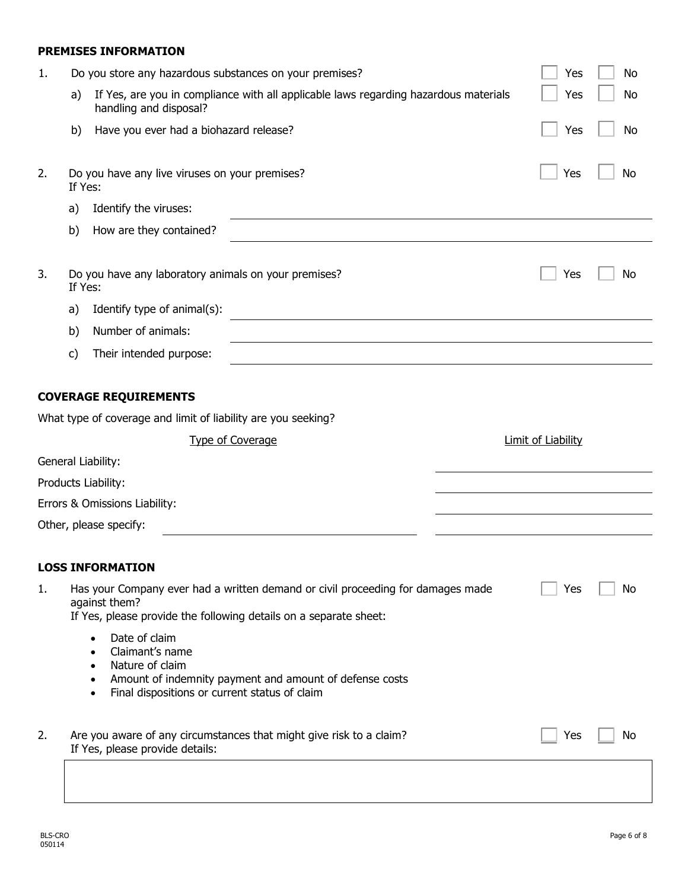**PREMISES INFORMATION**

1. Do you store any hazardous substances on your premises? ☐ Yes ☐ No
   a) If Yes, are you in compliance with all applicable laws regarding hazardous materials handling and disposal? ☐ Yes ☐ No
   b) Have you ever had a biohazard release? ☐ Yes ☐ No

2. Do you have any live viruses on your premises? ☐ Yes ☐ No
   If Yes:
   a) Identify the viruses: \_\_\_\_\_\_\_\_\_\_\_\_\_\_\_\_\_\_\_\_
   b) How are they contained? \_\_\_\_\_\_\_\_\_\_\_\_\_\_\_\_\_\_\_\_

3. Do you have any laboratory animals on your premises? ☐ Yes ☐ No
   If Yes:
   a) Identify type of animal(s): \_\_\_\_\_\_\_\_\_\_\_\_\_\_\_\_\_\_\_\_
   b) Number of animals: \_\_\_\_\_\_\_\_\_\_\_\_\_\_\_\_\_\_\_\_
   c) Their intended purpose: \_\_\_\_\_\_\_\_\_\_\_\_\_\_\_\_\_\_\_\_

**COVERAGE REQUIREMENTS**

What type of coverage and limit of liability are you seeking?

| Type of Coverage | Limit of Liability |
|---|---|
| General Liability: | |
| Products Liability: | |
| Errors & Omissions Liability: | |
| Other, please specify: | |

**LOSS INFORMATION**

1. Has your Company ever had a written demand or civil proceeding for damages made against them? ☐ Yes ☐ No
   If Yes, please provide the following details on a separate sheet:
   - Date of claim
   - Claimant's name
   - Nature of claim
   - Amount of indemnity payment and amount of defense costs
   - Final dispositions or current status of claim

2. Are you aware of any circumstances that might give risk to a claim? ☐ Yes ☐ No
   If Yes, please provide details:

BLS-CRO
050114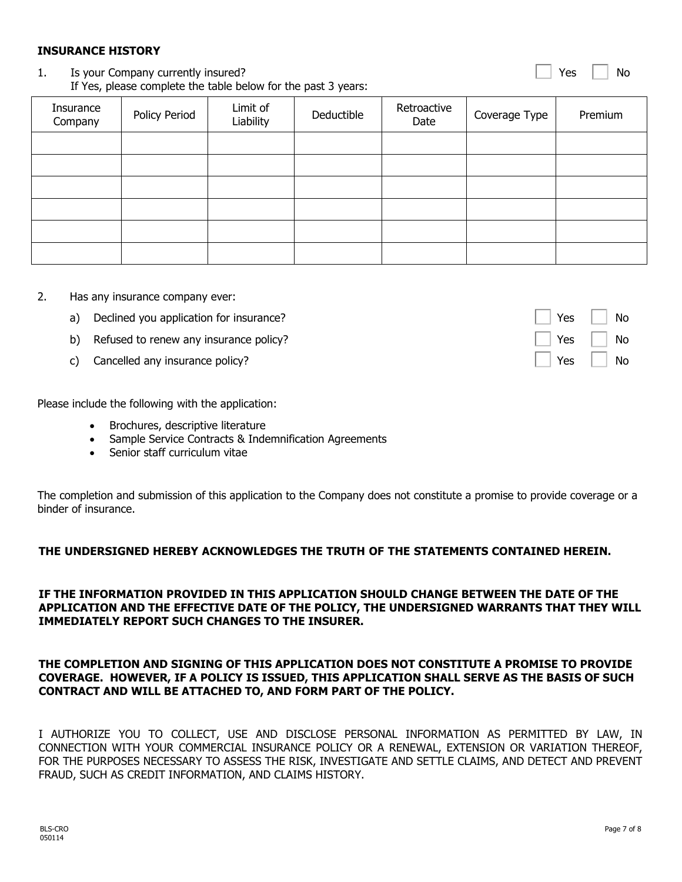## INSURANCE HISTORY

1. Is your Company currently insured? ☐ Yes ☐ No

   If Yes, please complete the table below for the past 3 years:

| Insurance Company | Policy Period | Limit of Liability | Deductible | Retroactive Date | Coverage Type | Premium |
|---|---|---|---|---|---|---|
| | | | | | | |
| | | | | | | |
| | | | | | | |
| | | | | | | |
| | | | | | | |
| | | | | | | |

2. Has any insurance company ever:

   a) Declined you application for insurance? ☐ Yes ☐ No

   b) Refused to renew any insurance policy? ☐ Yes ☐ No

   c) Cancelled any insurance policy? ☐ Yes ☐ No

Please include the following with the application:

- Brochures, descriptive literature
- Sample Service Contracts & Indemnification Agreements
- Senior staff curriculum vitae

The completion and submission of this application to the Company does not constitute a promise to provide coverage or a binder of insurance.

**THE UNDERSIGNED HEREBY ACKNOWLEDGES THE TRUTH OF THE STATEMENTS CONTAINED HEREIN.**

**IF THE INFORMATION PROVIDED IN THIS APPLICATION SHOULD CHANGE BETWEEN THE DATE OF THE APPLICATION AND THE EFFECTIVE DATE OF THE POLICY, THE UNDERSIGNED WARRANTS THAT THEY WILL IMMEDIATELY REPORT SUCH CHANGES TO THE INSURER.**

**THE COMPLETION AND SIGNING OF THIS APPLICATION DOES NOT CONSTITUTE A PROMISE TO PROVIDE COVERAGE. HOWEVER, IF A POLICY IS ISSUED, THIS APPLICATION SHALL SERVE AS THE BASIS OF SUCH CONTRACT AND WILL BE ATTACHED TO, AND FORM PART OF THE POLICY.**

I AUTHORIZE YOU TO COLLECT, USE AND DISCLOSE PERSONAL INFORMATION AS PERMITTED BY LAW, IN CONNECTION WITH YOUR COMMERCIAL INSURANCE POLICY OR A RENEWAL, EXTENSION OR VARIATION THEREOF, FOR THE PURPOSES NECESSARY TO ASSESS THE RISK, INVESTIGATE AND SETTLE CLAIMS, AND DETECT AND PREVENT FRAUD, SUCH AS CREDIT INFORMATION, AND CLAIMS HISTORY.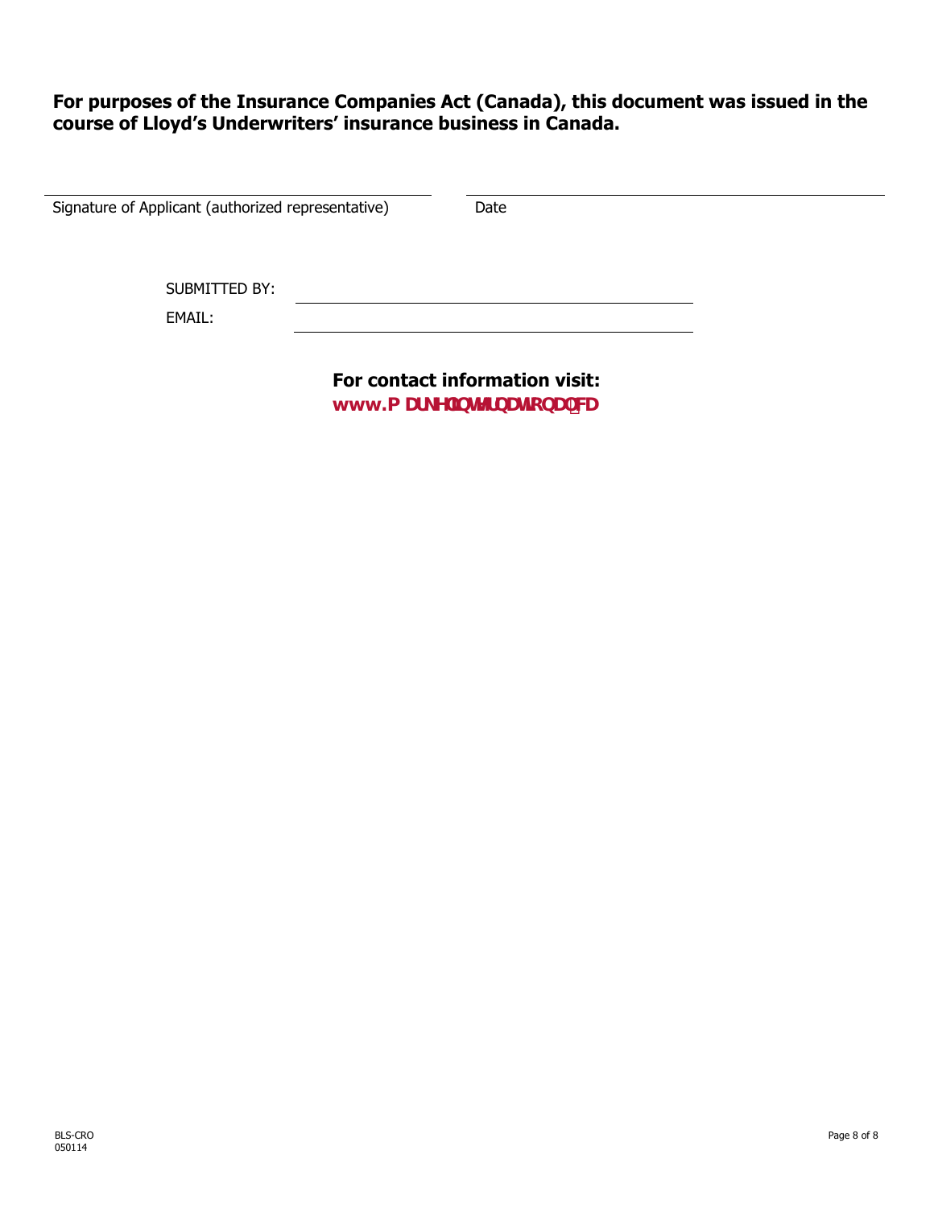**For purposes of the Insurance Companies Act (Canada), this document was issued in the course of Lloyd's Underwriters' insurance business in Canada.**

Signature of Applicant (authorized representative) ____________________ Date ____________________

SUBMITTED BY: ____________________

EMAIL: ____________________

**For contact information visit:**
**www.PDUNHOLQWHUQDWLRQDO.FD**

BLS-CRO
050114